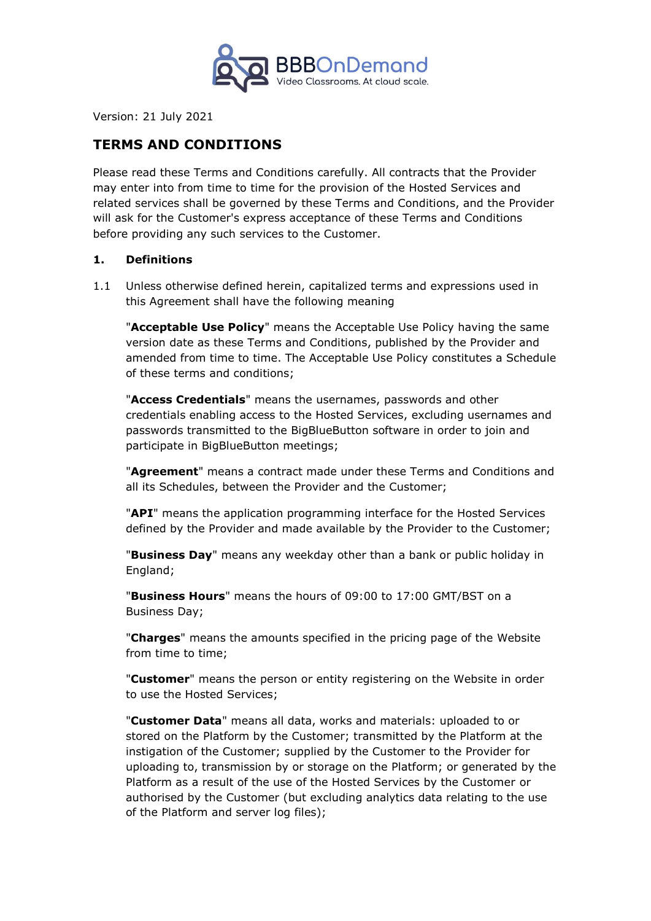BBBOnDemand
Video Classrooms. At cloud scale.

Version: 21 July 2021

# TERMS AND CONDITIONS

Please read these Terms and Conditions carefully. All contracts that the Provider may enter into from time to time for the provision of the Hosted Services and related services shall be governed by these Terms and Conditions, and the Provider will ask for the Customer's express acceptance of these Terms and Conditions before providing any such services to the Customer.

## 1. Definitions

1.1 Unless otherwise defined herein, capitalized terms and expressions used in this Agreement shall have the following meaning

"**Acceptable Use Policy**" means the Acceptable Use Policy having the same version date as these Terms and Conditions, published by the Provider and amended from time to time. The Acceptable Use Policy constitutes a Schedule of these terms and conditions;

"**Access Credentials**" means the usernames, passwords and other credentials enabling access to the Hosted Services, excluding usernames and passwords transmitted to the BigBlueButton software in order to join and participate in BigBlueButton meetings;

"**Agreement**" means a contract made under these Terms and Conditions and all its Schedules, between the Provider and the Customer;

"**API**" means the application programming interface for the Hosted Services defined by the Provider and made available by the Provider to the Customer;

"**Business Day**" means any weekday other than a bank or public holiday in England;

"**Business Hours**" means the hours of 09:00 to 17:00 GMT/BST on a Business Day;

"**Charges**" means the amounts specified in the pricing page of the Website from time to time;

"**Customer**" means the person or entity registering on the Website in order to use the Hosted Services;

"**Customer Data**" means all data, works and materials: uploaded to or stored on the Platform by the Customer; transmitted by the Platform at the instigation of the Customer; supplied by the Customer to the Provider for uploading to, transmission by or storage on the Platform; or generated by the Platform as a result of the use of the Hosted Services by the Customer or authorised by the Customer (but excluding analytics data relating to the use of the Platform and server log files);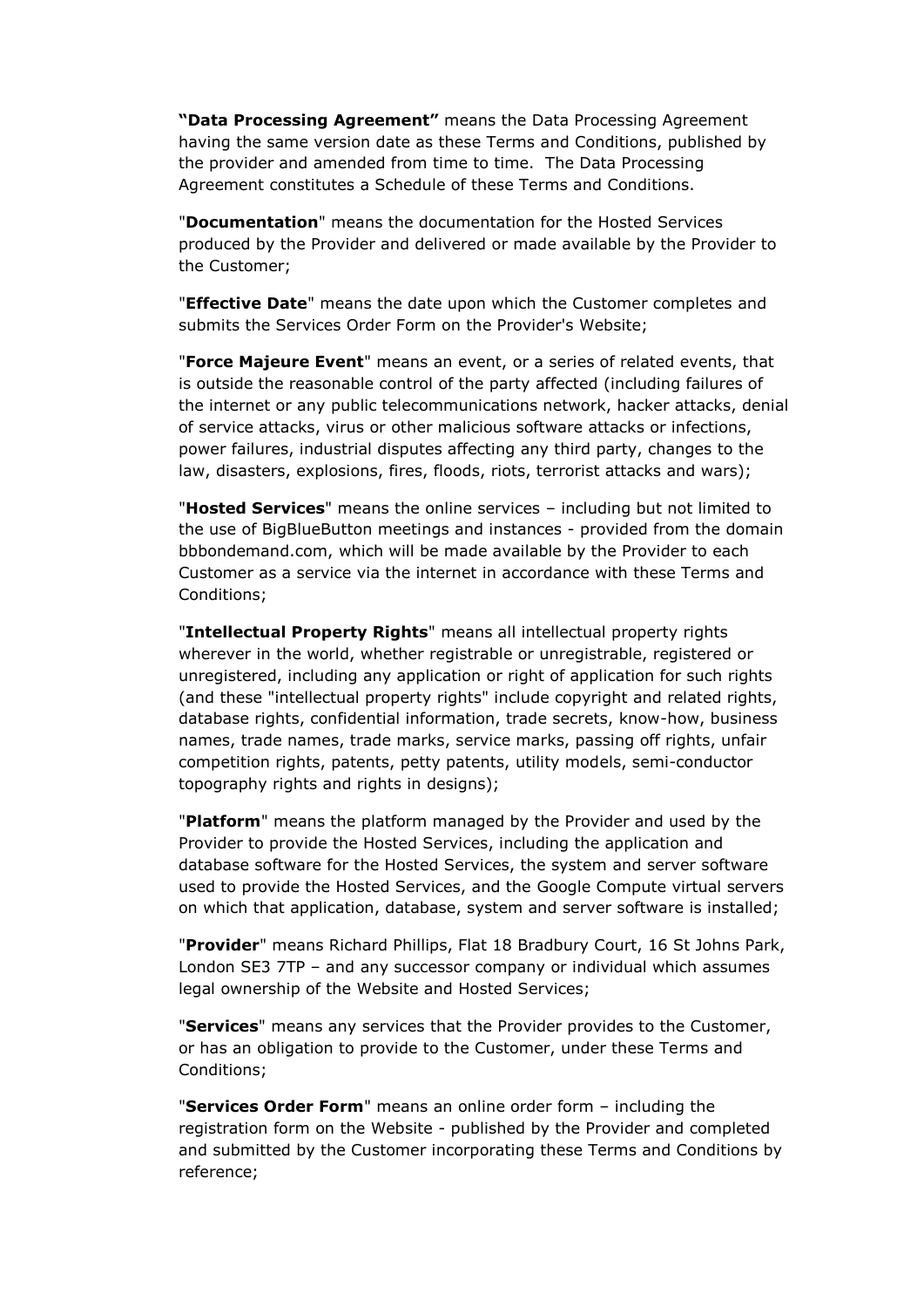**"Data Processing Agreement"** means the Data Processing Agreement having the same version date as these Terms and Conditions, published by the provider and amended from time to time. The Data Processing Agreement constitutes a Schedule of these Terms and Conditions.

"**Documentation**" means the documentation for the Hosted Services produced by the Provider and delivered or made available by the Provider to the Customer;

"**Effective Date**" means the date upon which the Customer completes and submits the Services Order Form on the Provider's Website;

"**Force Majeure Event**" means an event, or a series of related events, that is outside the reasonable control of the party affected (including failures of the internet or any public telecommunications network, hacker attacks, denial of service attacks, virus or other malicious software attacks or infections, power failures, industrial disputes affecting any third party, changes to the law, disasters, explosions, fires, floods, riots, terrorist attacks and wars);

"**Hosted Services**" means the online services – including but not limited to the use of BigBlueButton meetings and instances - provided from the domain bbbondemand.com, which will be made available by the Provider to each Customer as a service via the internet in accordance with these Terms and Conditions;

"**Intellectual Property Rights**" means all intellectual property rights wherever in the world, whether registrable or unregistrable, registered or unregistered, including any application or right of application for such rights (and these "intellectual property rights" include copyright and related rights, database rights, confidential information, trade secrets, know-how, business names, trade names, trade marks, service marks, passing off rights, unfair competition rights, patents, petty patents, utility models, semi-conductor topography rights and rights in designs);

"**Platform**" means the platform managed by the Provider and used by the Provider to provide the Hosted Services, including the application and database software for the Hosted Services, the system and server software used to provide the Hosted Services, and the Google Compute virtual servers on which that application, database, system and server software is installed;

"**Provider**" means Richard Phillips, Flat 18 Bradbury Court, 16 St Johns Park, London SE3 7TP – and any successor company or individual which assumes legal ownership of the Website and Hosted Services;

"**Services**" means any services that the Provider provides to the Customer, or has an obligation to provide to the Customer, under these Terms and Conditions;

"**Services Order Form**" means an online order form – including the registration form on the Website - published by the Provider and completed and submitted by the Customer incorporating these Terms and Conditions by reference;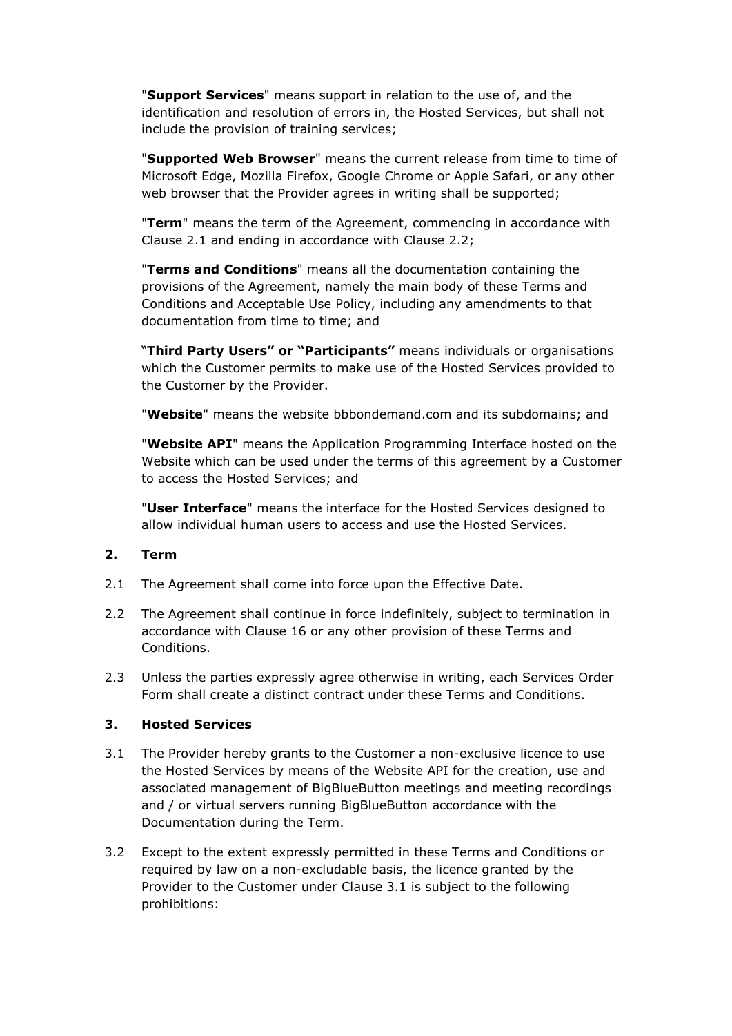"**Support Services**" means support in relation to the use of, and the identification and resolution of errors in, the Hosted Services, but shall not include the provision of training services;

"**Supported Web Browser**" means the current release from time to time of Microsoft Edge, Mozilla Firefox, Google Chrome or Apple Safari, or any other web browser that the Provider agrees in writing shall be supported;

"**Term**" means the term of the Agreement, commencing in accordance with Clause 2.1 and ending in accordance with Clause 2.2;

"**Terms and Conditions**" means all the documentation containing the provisions of the Agreement, namely the main body of these Terms and Conditions and Acceptable Use Policy, including any amendments to that documentation from time to time; and

"**Third Party Users" or "Participants"** means individuals or organisations which the Customer permits to make use of the Hosted Services provided to the Customer by the Provider.

"**Website**" means the website bbbondemand.com and its subdomains; and

"**Website API**" means the Application Programming Interface hosted on the Website which can be used under the terms of this agreement by a Customer to access the Hosted Services; and

"**User Interface**" means the interface for the Hosted Services designed to allow individual human users to access and use the Hosted Services.

## 2. Term

2.1 The Agreement shall come into force upon the Effective Date.

2.2 The Agreement shall continue in force indefinitely, subject to termination in accordance with Clause 16 or any other provision of these Terms and Conditions.

2.3 Unless the parties expressly agree otherwise in writing, each Services Order Form shall create a distinct contract under these Terms and Conditions.

## 3. Hosted Services

3.1 The Provider hereby grants to the Customer a non-exclusive licence to use the Hosted Services by means of the Website API for the creation, use and associated management of BigBlueButton meetings and meeting recordings and / or virtual servers running BigBlueButton accordance with the Documentation during the Term.

3.2 Except to the extent expressly permitted in these Terms and Conditions or required by law on a non-excludable basis, the licence granted by the Provider to the Customer under Clause 3.1 is subject to the following prohibitions: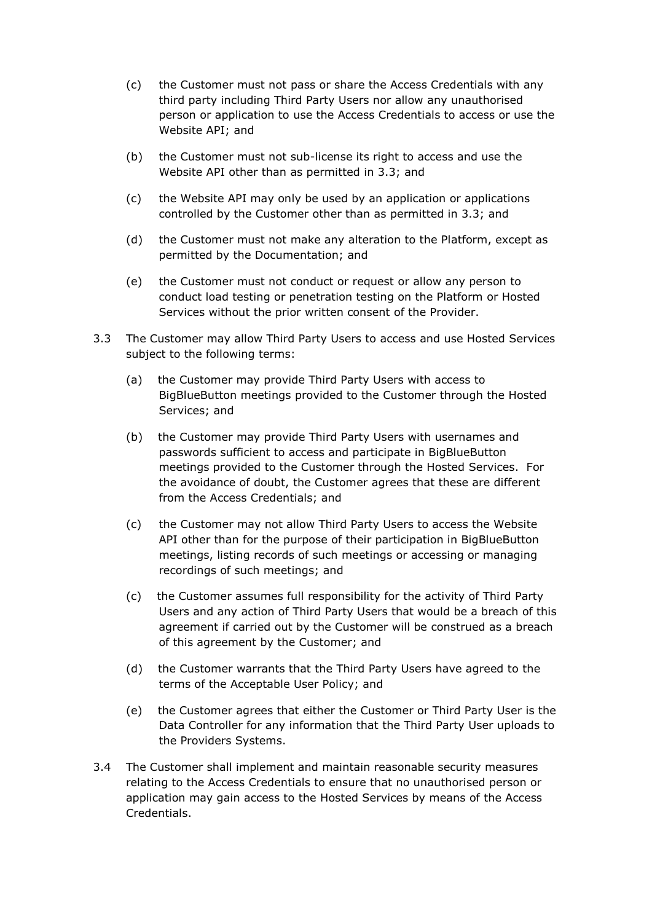(c) the Customer must not pass or share the Access Credentials with any third party including Third Party Users nor allow any unauthorised person or application to use the Access Credentials to access or use the Website API; and

(b) the Customer must not sub-license its right to access and use the Website API other than as permitted in 3.3; and

(c) the Website API may only be used by an application or applications controlled by the Customer other than as permitted in 3.3; and

(d) the Customer must not make any alteration to the Platform, except as permitted by the Documentation; and

(e) the Customer must not conduct or request or allow any person to conduct load testing or penetration testing on the Platform or Hosted Services without the prior written consent of the Provider.

3.3 The Customer may allow Third Party Users to access and use Hosted Services subject to the following terms:

(a) the Customer may provide Third Party Users with access to BigBlueButton meetings provided to the Customer through the Hosted Services; and

(b) the Customer may provide Third Party Users with usernames and passwords sufficient to access and participate in BigBlueButton meetings provided to the Customer through the Hosted Services. For the avoidance of doubt, the Customer agrees that these are different from the Access Credentials; and

(c) the Customer may not allow Third Party Users to access the Website API other than for the purpose of their participation in BigBlueButton meetings, listing records of such meetings or accessing or managing recordings of such meetings; and

(c) the Customer assumes full responsibility for the activity of Third Party Users and any action of Third Party Users that would be a breach of this agreement if carried out by the Customer will be construed as a breach of this agreement by the Customer; and

(d) the Customer warrants that the Third Party Users have agreed to the terms of the Acceptable User Policy; and

(e) the Customer agrees that either the Customer or Third Party User is the Data Controller for any information that the Third Party User uploads to the Providers Systems.

3.4 The Customer shall implement and maintain reasonable security measures relating to the Access Credentials to ensure that no unauthorised person or application may gain access to the Hosted Services by means of the Access Credentials.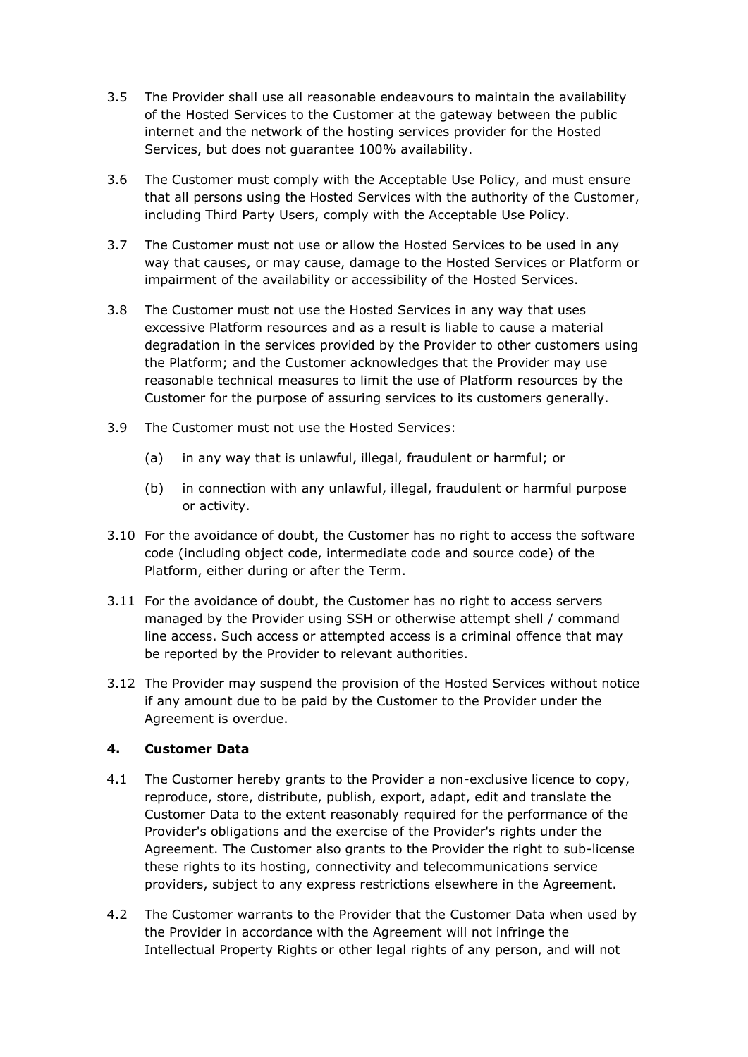3.5 The Provider shall use all reasonable endeavours to maintain the availability of the Hosted Services to the Customer at the gateway between the public internet and the network of the hosting services provider for the Hosted Services, but does not guarantee 100% availability.

3.6 The Customer must comply with the Acceptable Use Policy, and must ensure that all persons using the Hosted Services with the authority of the Customer, including Third Party Users, comply with the Acceptable Use Policy.

3.7 The Customer must not use or allow the Hosted Services to be used in any way that causes, or may cause, damage to the Hosted Services or Platform or impairment of the availability or accessibility of the Hosted Services.

3.8 The Customer must not use the Hosted Services in any way that uses excessive Platform resources and as a result is liable to cause a material degradation in the services provided by the Provider to other customers using the Platform; and the Customer acknowledges that the Provider may use reasonable technical measures to limit the use of Platform resources by the Customer for the purpose of assuring services to its customers generally.

3.9 The Customer must not use the Hosted Services:

(a) in any way that is unlawful, illegal, fraudulent or harmful; or

(b) in connection with any unlawful, illegal, fraudulent or harmful purpose or activity.

3.10 For the avoidance of doubt, the Customer has no right to access the software code (including object code, intermediate code and source code) of the Platform, either during or after the Term.

3.11 For the avoidance of doubt, the Customer has no right to access servers managed by the Provider using SSH or otherwise attempt shell / command line access. Such access or attempted access is a criminal offence that may be reported by the Provider to relevant authorities.

3.12 The Provider may suspend the provision of the Hosted Services without notice if any amount due to be paid by the Customer to the Provider under the Agreement is overdue.

## 4. Customer Data

4.1 The Customer hereby grants to the Provider a non-exclusive licence to copy, reproduce, store, distribute, publish, export, adapt, edit and translate the Customer Data to the extent reasonably required for the performance of the Provider's obligations and the exercise of the Provider's rights under the Agreement. The Customer also grants to the Provider the right to sub-license these rights to its hosting, connectivity and telecommunications service providers, subject to any express restrictions elsewhere in the Agreement.

4.2 The Customer warrants to the Provider that the Customer Data when used by the Provider in accordance with the Agreement will not infringe the Intellectual Property Rights or other legal rights of any person, and will not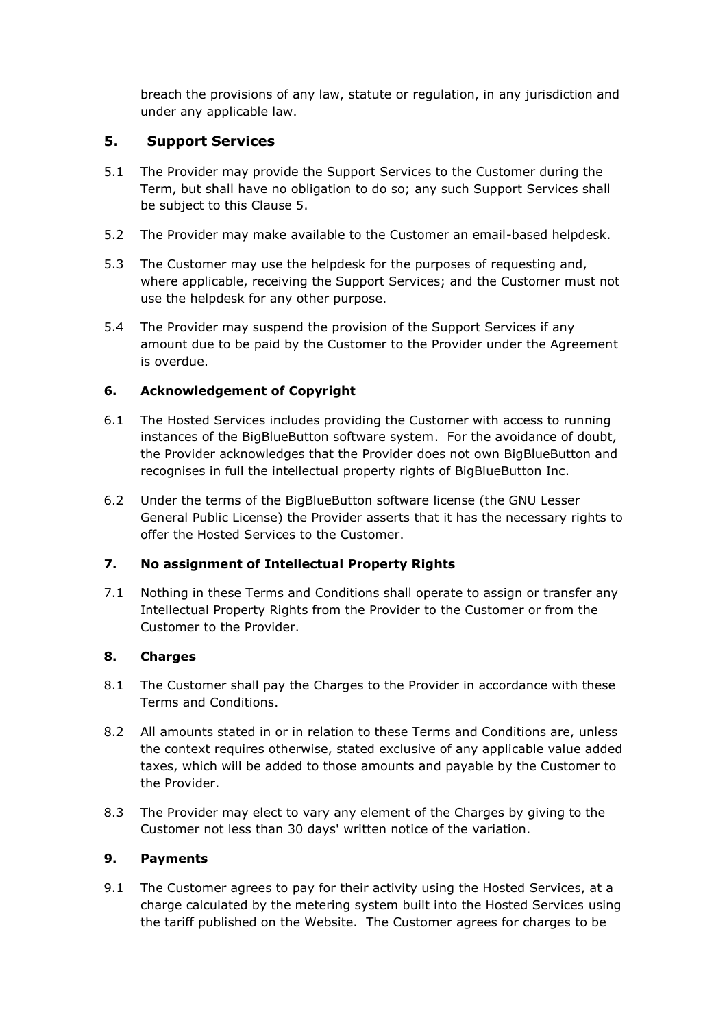breach the provisions of any law, statute or regulation, in any jurisdiction and under any applicable law.

## 5. Support Services

5.1 The Provider may provide the Support Services to the Customer during the Term, but shall have no obligation to do so; any such Support Services shall be subject to this Clause 5.

5.2 The Provider may make available to the Customer an email-based helpdesk.

5.3 The Customer may use the helpdesk for the purposes of requesting and, where applicable, receiving the Support Services; and the Customer must not use the helpdesk for any other purpose.

5.4 The Provider may suspend the provision of the Support Services if any amount due to be paid by the Customer to the Provider under the Agreement is overdue.

### 6. Acknowledgement of Copyright

6.1 The Hosted Services includes providing the Customer with access to running instances of the BigBlueButton software system. For the avoidance of doubt, the Provider acknowledges that the Provider does not own BigBlueButton and recognises in full the intellectual property rights of BigBlueButton Inc.

6.2 Under the terms of the BigBlueButton software license (the GNU Lesser General Public License) the Provider asserts that it has the necessary rights to offer the Hosted Services to the Customer.

### 7. No assignment of Intellectual Property Rights

7.1 Nothing in these Terms and Conditions shall operate to assign or transfer any Intellectual Property Rights from the Provider to the Customer or from the Customer to the Provider.

### 8. Charges

8.1 The Customer shall pay the Charges to the Provider in accordance with these Terms and Conditions.

8.2 All amounts stated in or in relation to these Terms and Conditions are, unless the context requires otherwise, stated exclusive of any applicable value added taxes, which will be added to those amounts and payable by the Customer to the Provider.

8.3 The Provider may elect to vary any element of the Charges by giving to the Customer not less than 30 days' written notice of the variation.

### 9. Payments

9.1 The Customer agrees to pay for their activity using the Hosted Services, at a charge calculated by the metering system built into the Hosted Services using the tariff published on the Website. The Customer agrees for charges to be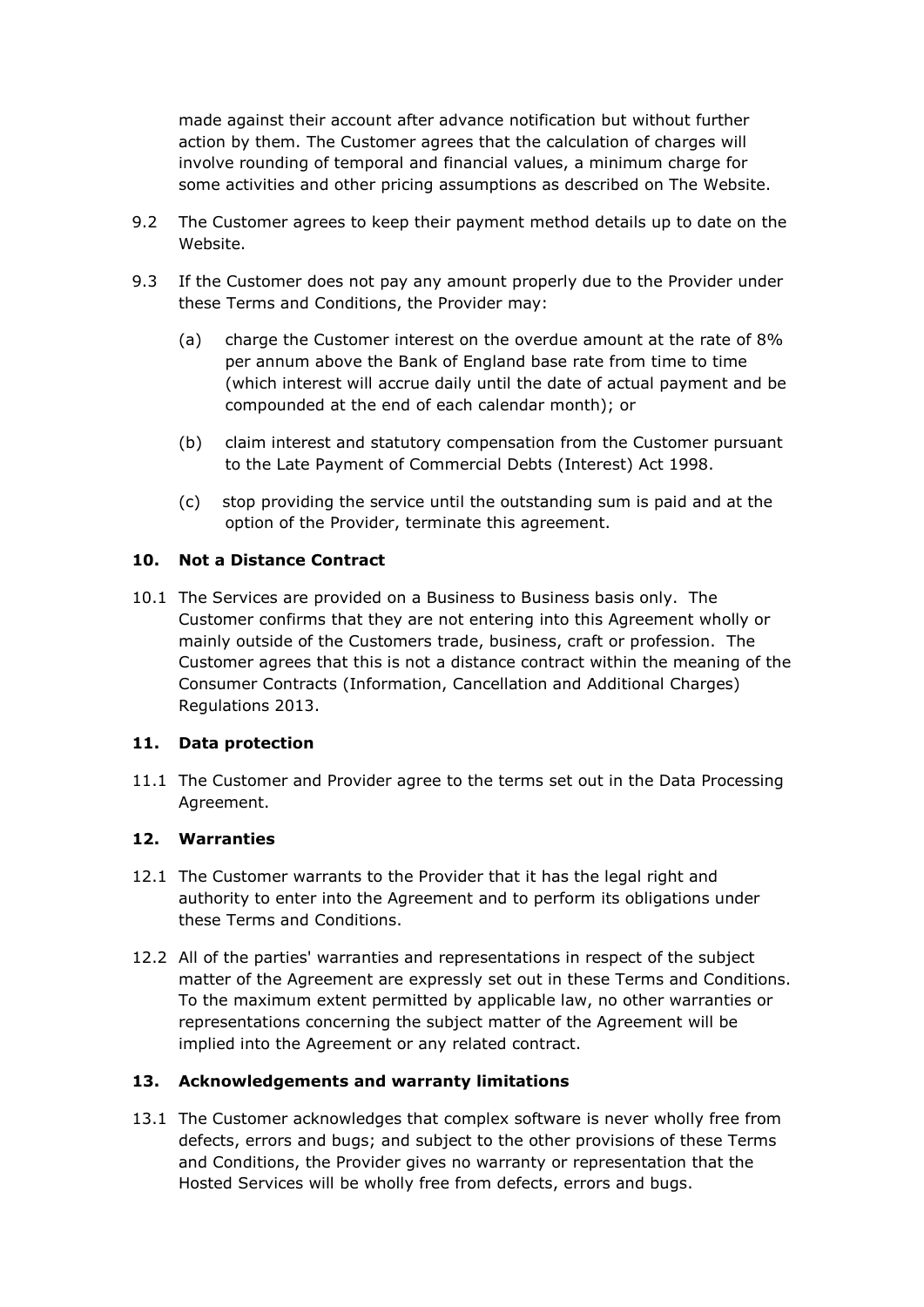made against their account after advance notification but without further action by them. The Customer agrees that the calculation of charges will involve rounding of temporal and financial values, a minimum charge for some activities and other pricing assumptions as described on The Website.

9.2 The Customer agrees to keep their payment method details up to date on the Website.

9.3 If the Customer does not pay any amount properly due to the Provider under these Terms and Conditions, the Provider may:

(a) charge the Customer interest on the overdue amount at the rate of 8% per annum above the Bank of England base rate from time to time (which interest will accrue daily until the date of actual payment and be compounded at the end of each calendar month); or

(b) claim interest and statutory compensation from the Customer pursuant to the Late Payment of Commercial Debts (Interest) Act 1998.

(c) stop providing the service until the outstanding sum is paid and at the option of the Provider, terminate this agreement.

## 10. Not a Distance Contract

10.1 The Services are provided on a Business to Business basis only. The Customer confirms that they are not entering into this Agreement wholly or mainly outside of the Customers trade, business, craft or profession. The Customer agrees that this is not a distance contract within the meaning of the Consumer Contracts (Information, Cancellation and Additional Charges) Regulations 2013.

## 11. Data protection

11.1 The Customer and Provider agree to the terms set out in the Data Processing Agreement.

## 12. Warranties

12.1 The Customer warrants to the Provider that it has the legal right and authority to enter into the Agreement and to perform its obligations under these Terms and Conditions.

12.2 All of the parties' warranties and representations in respect of the subject matter of the Agreement are expressly set out in these Terms and Conditions. To the maximum extent permitted by applicable law, no other warranties or representations concerning the subject matter of the Agreement will be implied into the Agreement or any related contract.

## 13. Acknowledgements and warranty limitations

13.1 The Customer acknowledges that complex software is never wholly free from defects, errors and bugs; and subject to the other provisions of these Terms and Conditions, the Provider gives no warranty or representation that the Hosted Services will be wholly free from defects, errors and bugs.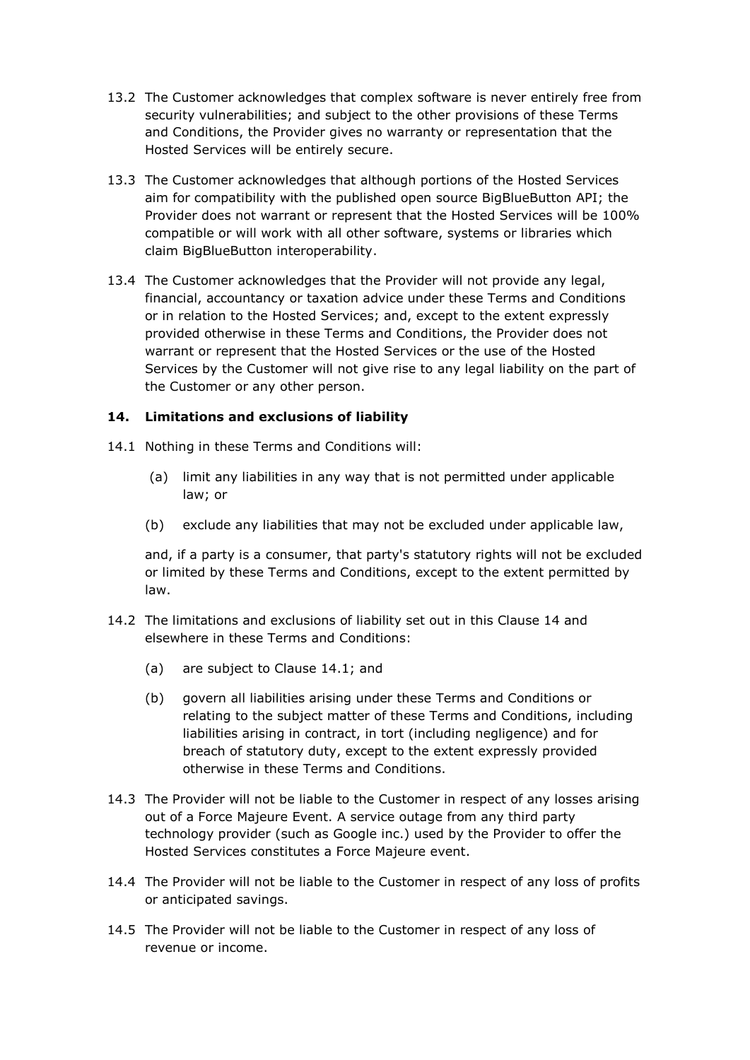13.2 The Customer acknowledges that complex software is never entirely free from security vulnerabilities; and subject to the other provisions of these Terms and Conditions, the Provider gives no warranty or representation that the Hosted Services will be entirely secure.

13.3 The Customer acknowledges that although portions of the Hosted Services aim for compatibility with the published open source BigBlueButton API; the Provider does not warrant or represent that the Hosted Services will be 100% compatible or will work with all other software, systems or libraries which claim BigBlueButton interoperability.

13.4 The Customer acknowledges that the Provider will not provide any legal, financial, accountancy or taxation advice under these Terms and Conditions or in relation to the Hosted Services; and, except to the extent expressly provided otherwise in these Terms and Conditions, the Provider does not warrant or represent that the Hosted Services or the use of the Hosted Services by the Customer will not give rise to any legal liability on the part of the Customer or any other person.

## 14. Limitations and exclusions of liability

14.1 Nothing in these Terms and Conditions will:

(a) limit any liabilities in any way that is not permitted under applicable law; or

(b) exclude any liabilities that may not be excluded under applicable law,

and, if a party is a consumer, that party's statutory rights will not be excluded or limited by these Terms and Conditions, except to the extent permitted by law.

14.2 The limitations and exclusions of liability set out in this Clause 14 and elsewhere in these Terms and Conditions:

(a) are subject to Clause 14.1; and

(b) govern all liabilities arising under these Terms and Conditions or relating to the subject matter of these Terms and Conditions, including liabilities arising in contract, in tort (including negligence) and for breach of statutory duty, except to the extent expressly provided otherwise in these Terms and Conditions.

14.3 The Provider will not be liable to the Customer in respect of any losses arising out of a Force Majeure Event. A service outage from any third party technology provider (such as Google inc.) used by the Provider to offer the Hosted Services constitutes a Force Majeure event.

14.4 The Provider will not be liable to the Customer in respect of any loss of profits or anticipated savings.

14.5 The Provider will not be liable to the Customer in respect of any loss of revenue or income.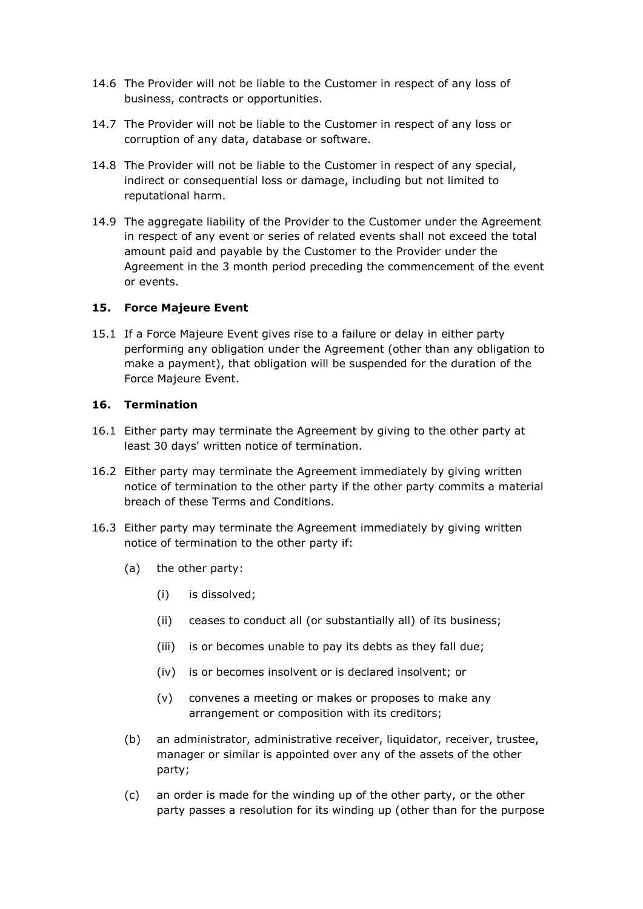14.6 The Provider will not be liable to the Customer in respect of any loss of business, contracts or opportunities.

14.7 The Provider will not be liable to the Customer in respect of any loss or corruption of any data, database or software.

14.8 The Provider will not be liable to the Customer in respect of any special, indirect or consequential loss or damage, including but not limited to reputational harm.

14.9 The aggregate liability of the Provider to the Customer under the Agreement in respect of any event or series of related events shall not exceed the total amount paid and payable by the Customer to the Provider under the Agreement in the 3 month period preceding the commencement of the event or events.

## 15. Force Majeure Event

15.1 If a Force Majeure Event gives rise to a failure or delay in either party performing any obligation under the Agreement (other than any obligation to make a payment), that obligation will be suspended for the duration of the Force Majeure Event.

## 16. Termination

16.1 Either party may terminate the Agreement by giving to the other party at least 30 days' written notice of termination.

16.2 Either party may terminate the Agreement immediately by giving written notice of termination to the other party if the other party commits a material breach of these Terms and Conditions.

16.3 Either party may terminate the Agreement immediately by giving written notice of termination to the other party if:

- (a) the other party:
  - (i) is dissolved;
  - (ii) ceases to conduct all (or substantially all) of its business;
  - (iii) is or becomes unable to pay its debts as they fall due;
  - (iv) is or becomes insolvent or is declared insolvent; or
  - (v) convenes a meeting or makes or proposes to make any arrangement or composition with its creditors;
- (b) an administrator, administrative receiver, liquidator, receiver, trustee, manager or similar is appointed over any of the assets of the other party;
- (c) an order is made for the winding up of the other party, or the other party passes a resolution for its winding up (other than for the purpose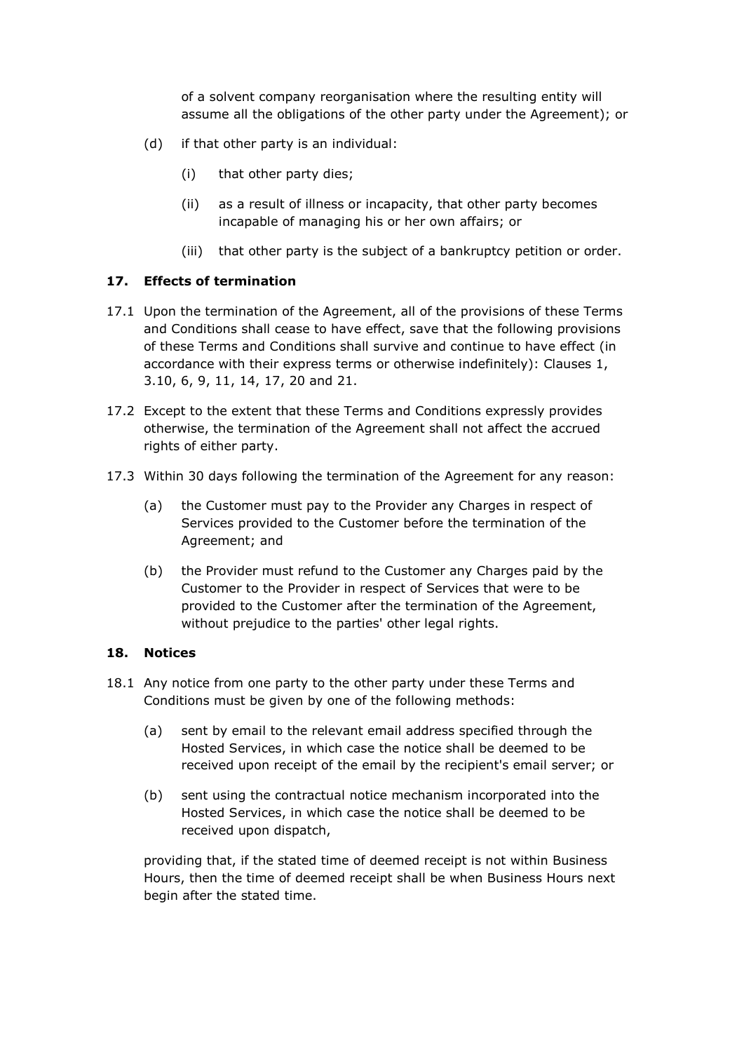of a solvent company reorganisation where the resulting entity will assume all the obligations of the other party under the Agreement); or

(d) if that other party is an individual:

(i) that other party dies;

(ii) as a result of illness or incapacity, that other party becomes incapable of managing his or her own affairs; or

(iii) that other party is the subject of a bankruptcy petition or order.

## 17. Effects of termination

17.1 Upon the termination of the Agreement, all of the provisions of these Terms and Conditions shall cease to have effect, save that the following provisions of these Terms and Conditions shall survive and continue to have effect (in accordance with their express terms or otherwise indefinitely): Clauses 1, 3.10, 6, 9, 11, 14, 17, 20 and 21.

17.2 Except to the extent that these Terms and Conditions expressly provides otherwise, the termination of the Agreement shall not affect the accrued rights of either party.

17.3 Within 30 days following the termination of the Agreement for any reason:

(a) the Customer must pay to the Provider any Charges in respect of Services provided to the Customer before the termination of the Agreement; and

(b) the Provider must refund to the Customer any Charges paid by the Customer to the Provider in respect of Services that were to be provided to the Customer after the termination of the Agreement, without prejudice to the parties' other legal rights.

## 18. Notices

18.1 Any notice from one party to the other party under these Terms and Conditions must be given by one of the following methods:

(a) sent by email to the relevant email address specified through the Hosted Services, in which case the notice shall be deemed to be received upon receipt of the email by the recipient's email server; or

(b) sent using the contractual notice mechanism incorporated into the Hosted Services, in which case the notice shall be deemed to be received upon dispatch,

providing that, if the stated time of deemed receipt is not within Business Hours, then the time of deemed receipt shall be when Business Hours next begin after the stated time.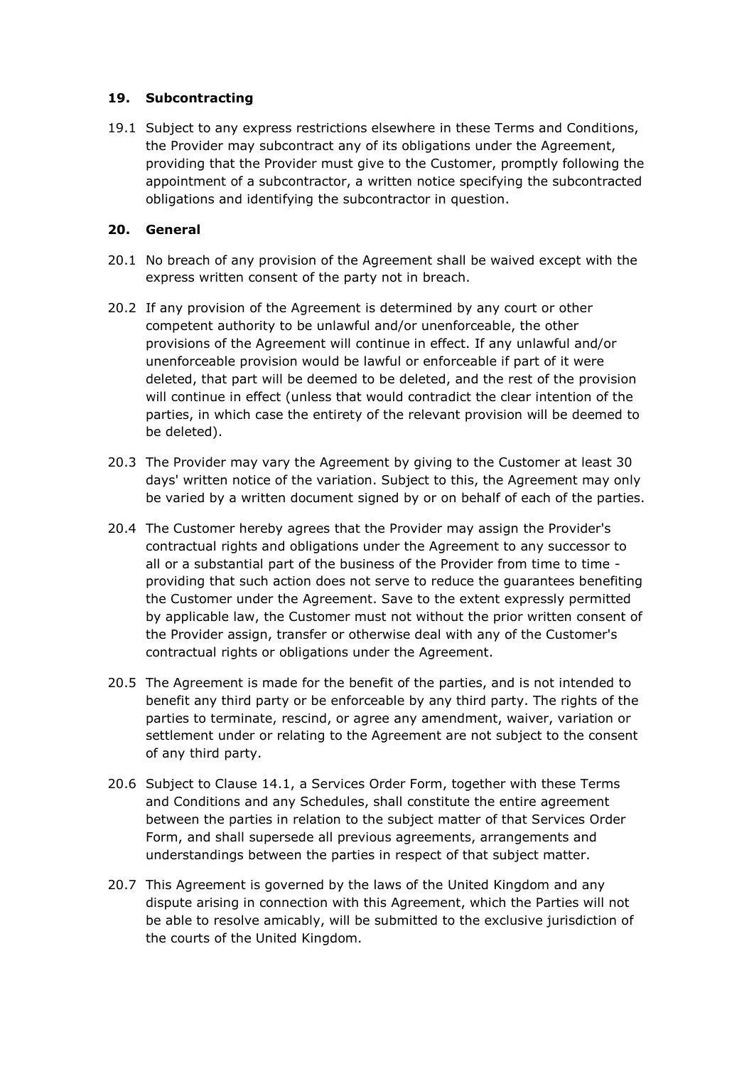## 19. Subcontracting

19.1 Subject to any express restrictions elsewhere in these Terms and Conditions, the Provider may subcontract any of its obligations under the Agreement, providing that the Provider must give to the Customer, promptly following the appointment of a subcontractor, a written notice specifying the subcontracted obligations and identifying the subcontractor in question.

## 20. General

20.1 No breach of any provision of the Agreement shall be waived except with the express written consent of the party not in breach.

20.2 If any provision of the Agreement is determined by any court or other competent authority to be unlawful and/or unenforceable, the other provisions of the Agreement will continue in effect. If any unlawful and/or unenforceable provision would be lawful or enforceable if part of it were deleted, that part will be deemed to be deleted, and the rest of the provision will continue in effect (unless that would contradict the clear intention of the parties, in which case the entirety of the relevant provision will be deemed to be deleted).

20.3 The Provider may vary the Agreement by giving to the Customer at least 30 days' written notice of the variation. Subject to this, the Agreement may only be varied by a written document signed by or on behalf of each of the parties.

20.4 The Customer hereby agrees that the Provider may assign the Provider's contractual rights and obligations under the Agreement to any successor to all or a substantial part of the business of the Provider from time to time - providing that such action does not serve to reduce the guarantees benefiting the Customer under the Agreement. Save to the extent expressly permitted by applicable law, the Customer must not without the prior written consent of the Provider assign, transfer or otherwise deal with any of the Customer's contractual rights or obligations under the Agreement.

20.5 The Agreement is made for the benefit of the parties, and is not intended to benefit any third party or be enforceable by any third party. The rights of the parties to terminate, rescind, or agree any amendment, waiver, variation or settlement under or relating to the Agreement are not subject to the consent of any third party.

20.6 Subject to Clause 14.1, a Services Order Form, together with these Terms and Conditions and any Schedules, shall constitute the entire agreement between the parties in relation to the subject matter of that Services Order Form, and shall supersede all previous agreements, arrangements and understandings between the parties in respect of that subject matter.

20.7 This Agreement is governed by the laws of the United Kingdom and any dispute arising in connection with this Agreement, which the Parties will not be able to resolve amicably, will be submitted to the exclusive jurisdiction of the courts of the United Kingdom.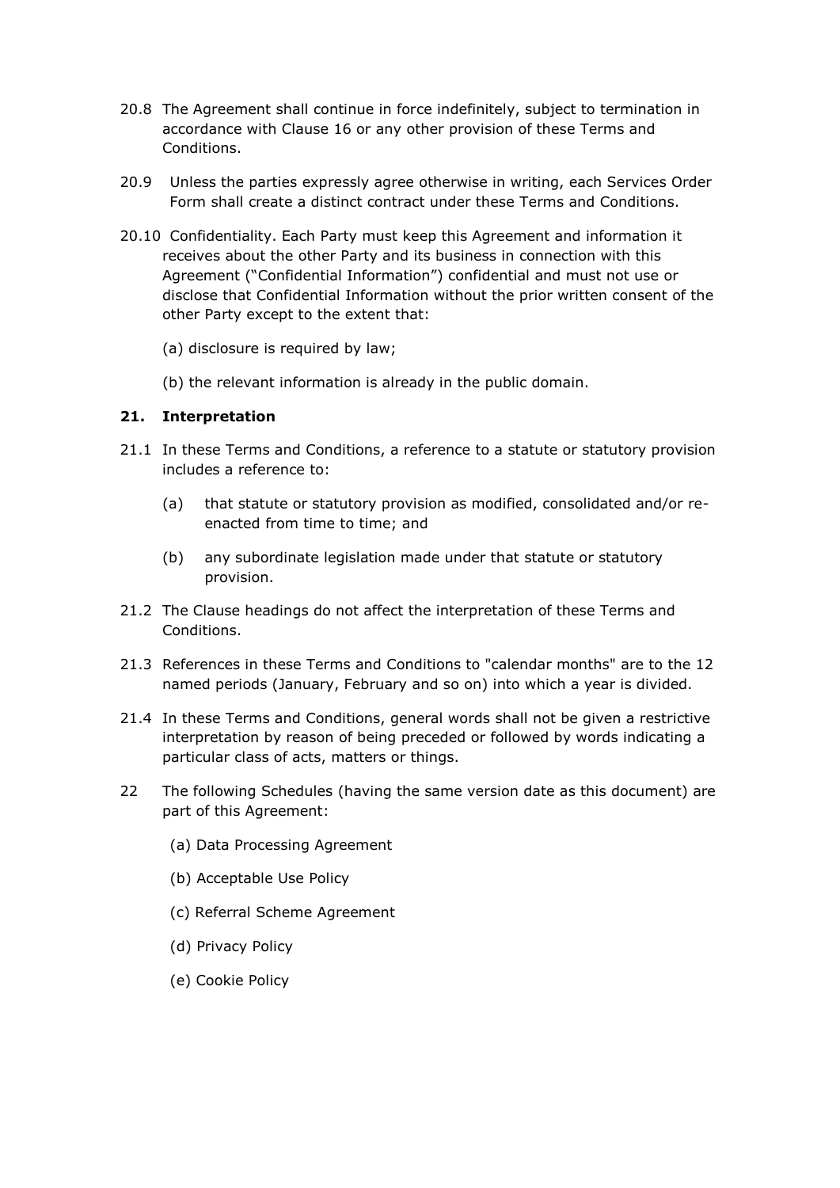20.8 The Agreement shall continue in force indefinitely, subject to termination in accordance with Clause 16 or any other provision of these Terms and Conditions.

20.9 Unless the parties expressly agree otherwise in writing, each Services Order Form shall create a distinct contract under these Terms and Conditions.

20.10 Confidentiality. Each Party must keep this Agreement and information it receives about the other Party and its business in connection with this Agreement ("Confidential Information") confidential and must not use or disclose that Confidential Information without the prior written consent of the other Party except to the extent that:

(a) disclosure is required by law;

(b) the relevant information is already in the public domain.

## 21. Interpretation

21.1 In these Terms and Conditions, a reference to a statute or statutory provision includes a reference to:

(a) that statute or statutory provision as modified, consolidated and/or re-enacted from time to time; and

(b) any subordinate legislation made under that statute or statutory provision.

21.2 The Clause headings do not affect the interpretation of these Terms and Conditions.

21.3 References in these Terms and Conditions to "calendar months" are to the 12 named periods (January, February and so on) into which a year is divided.

21.4 In these Terms and Conditions, general words shall not be given a restrictive interpretation by reason of being preceded or followed by words indicating a particular class of acts, matters or things.

22 The following Schedules (having the same version date as this document) are part of this Agreement:

(a) Data Processing Agreement

(b) Acceptable Use Policy

(c) Referral Scheme Agreement

(d) Privacy Policy

(e) Cookie Policy